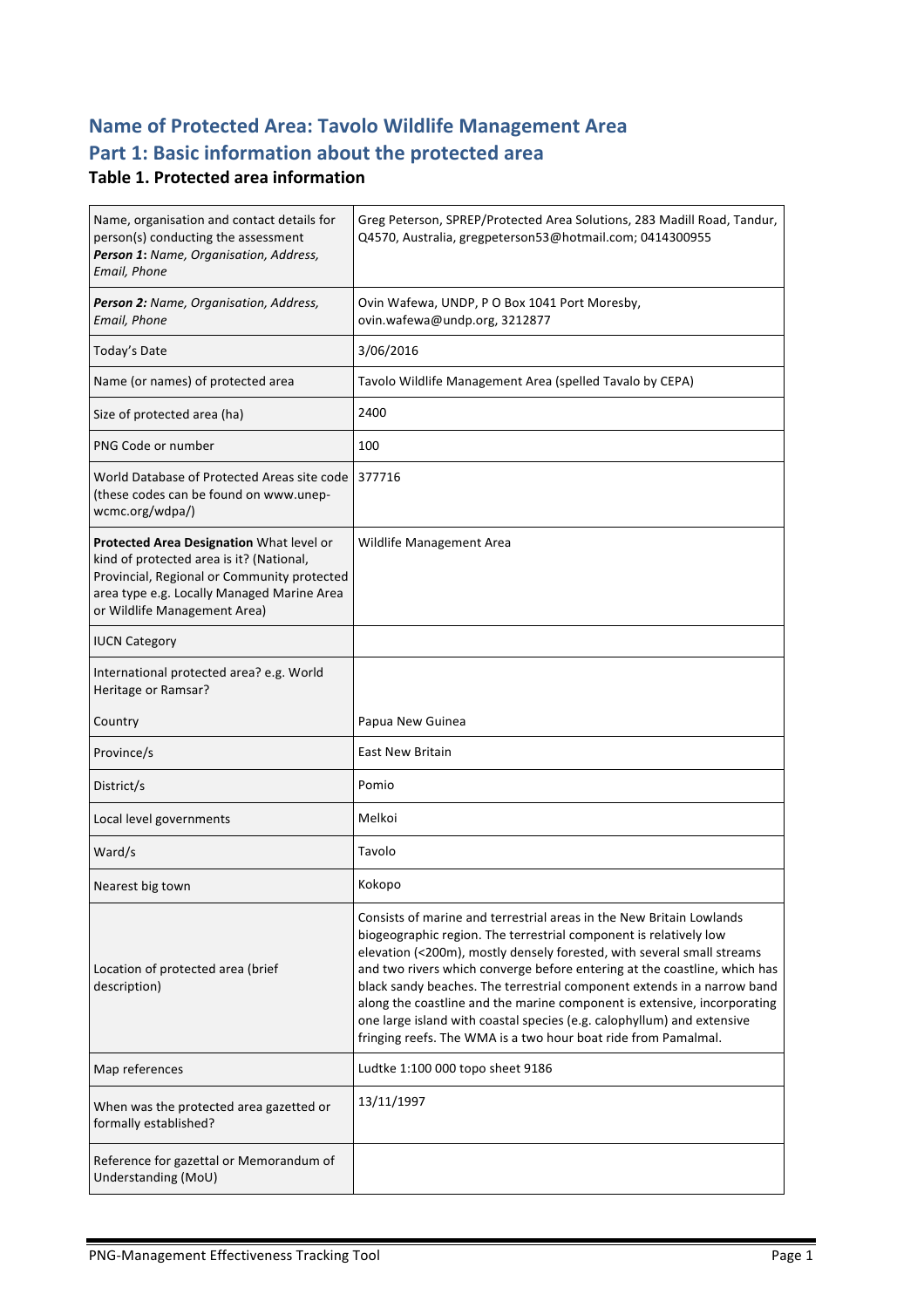# Name of Protected Area: Tavolo Wildlife Management Area

## Part 1: Basic information about the protected area

### Table 1. Protected area information

| | |
|---|---|
| Name, organisation and contact details for person(s) conducting the assessment<br>***Person 1:** Name, Organisation, Address, Email, Phone* | Greg Peterson, SPREP/Protected Area Solutions, 283 Madill Road, Tandur, Q4570, Australia, gregpeterson53@hotmail.com; 0414300955 |
| ***Person 2:** Name, Organisation, Address, Email, Phone* | Ovin Wafewa, UNDP, P O Box 1041 Port Moresby, ovin.wafewa@undp.org, 3212877 |
| Today's Date | 3/06/2016 |
| Name (or names) of protected area | Tavolo Wildlife Management Area (spelled Tavalo by CEPA) |
| Size of protected area (ha) | 2400 |
| PNG Code or number | 100 |
| World Database of Protected Areas site code (these codes can be found on www.unep-wcmc.org/wdpa/) | 377716 |
| **Protected Area Designation** What level or kind of protected area is it? (National, Provincial, Regional or Community protected area type e.g. Locally Managed Marine Area or Wildlife Management Area) | Wildlife Management Area |
| IUCN Category | |
| International protected area? e.g. World Heritage or Ramsar? | |
| Country | Papua New Guinea |
| Province/s | East New Britain |
| District/s | Pomio |
| Local level governments | Melkoi |
| Ward/s | Tavolo |
| Nearest big town | Kokopo |
| Location of protected area (brief description) | Consists of marine and terrestrial areas in the New Britain Lowlands biogeographic region. The terrestrial component is relatively low elevation (<200m), mostly densely forested, with several small streams and two rivers which converge before entering at the coastline, which has black sandy beaches. The terrestrial component extends in a narrow band along the coastline and the marine component is extensive, incorporating one large island with coastal species (e.g. calophyllum) and extensive fringing reefs. The WMA is a two hour boat ride from Pamalmal. |
| Map references | Ludtke 1:100 000 topo sheet 9186 |
| When was the protected area gazetted or formally established? | 13/11/1997 |
| Reference for gazettal or Memorandum of Understanding (MoU) | |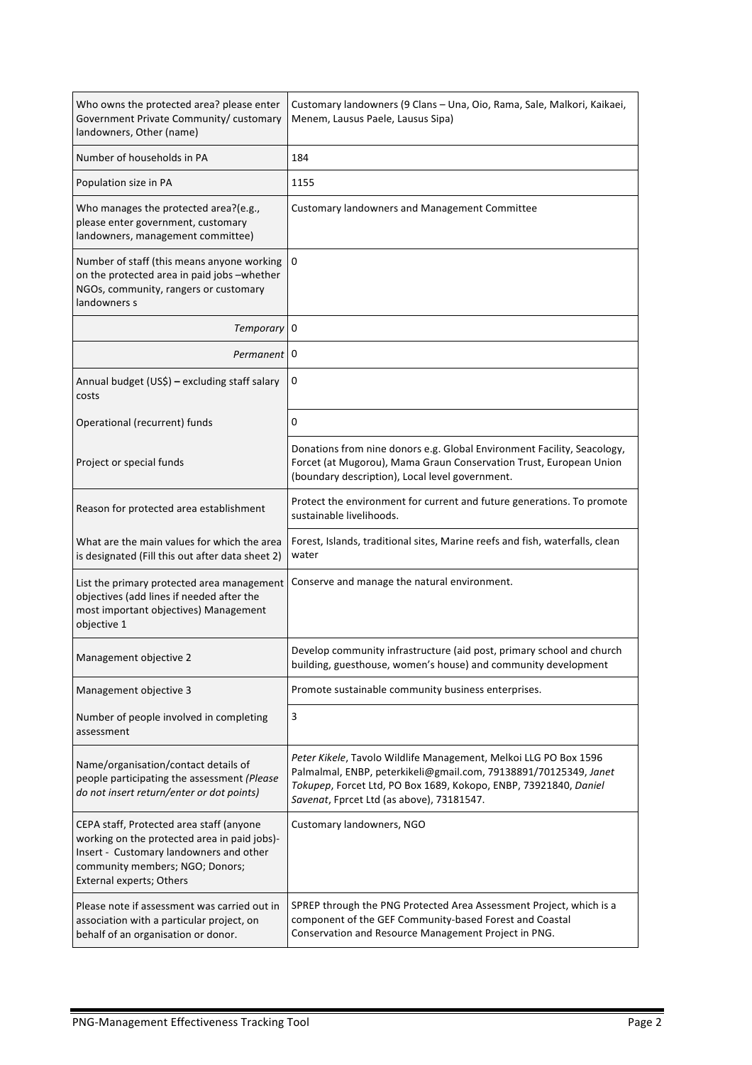| | |
|---|---|
| Who owns the protected area? please enter Government Private Community/ customary landowners, Other (name) | Customary landowners (9 Clans – Una, Oio, Rama, Sale, Malkori, Kaikaei, Menem, Lausus Paele, Lausus Sipa) |
| Number of households in PA | 184 |
| Population size in PA | 1155 |
| Who manages the protected area?(e.g., please enter government, customary landowners, management committee) | Customary landowners and Management Committee |
| Number of staff (this means anyone working on the protected area in paid jobs –whether NGOs, community, rangers or customary landowners s | 0 |
| *Temporary* | 0 |
| *Permanent* | 0 |
| Annual budget (US$) **–** excluding staff salary costs | 0 |
| Operational (recurrent) funds | 0 |
| Project or special funds | Donations from nine donors e.g. Global Environment Facility, Seacology, Forcet (at Mugorou), Mama Graun Conservation Trust, European Union (boundary description), Local level government. |
| Reason for protected area establishment | Protect the environment for current and future generations. To promote sustainable livelihoods. |
| What are the main values for which the area is designated (Fill this out after data sheet 2) | Forest, Islands, traditional sites, Marine reefs and fish, waterfalls, clean water |
| List the primary protected area management objectives (add lines if needed after the most important objectives) Management objective 1 | Conserve and manage the natural environment. |
| Management objective 2 | Develop community infrastructure (aid post, primary school and church building, guesthouse, women's house) and community development |
| Management objective 3 | Promote sustainable community business enterprises. |
| Number of people involved in completing assessment | 3 |
| Name/organisation/contact details of people participating the assessment *(Please do not insert return/enter or dot points)* | *Peter Kikele*, Tavolo Wildlife Management, Melkoi LLG PO Box 1596 Palmalmal, ENBP, peterkikeli@gmail.com, 79138891/70125349, *Janet Tokupep*, Forcet Ltd, PO Box 1689, Kokopo, ENBP, 73921840, *Daniel Savenat*, Fprcet Ltd (as above), 73181547. |
| CEPA staff, Protected area staff (anyone working on the protected area in paid jobs)- Insert - Customary landowners and other community members; NGO; Donors; External experts; Others | Customary landowners, NGO |
| Please note if assessment was carried out in association with a particular project, on behalf of an organisation or donor. | SPREP through the PNG Protected Area Assessment Project, which is a component of the GEF Community-based Forest and Coastal Conservation and Resource Management Project in PNG. |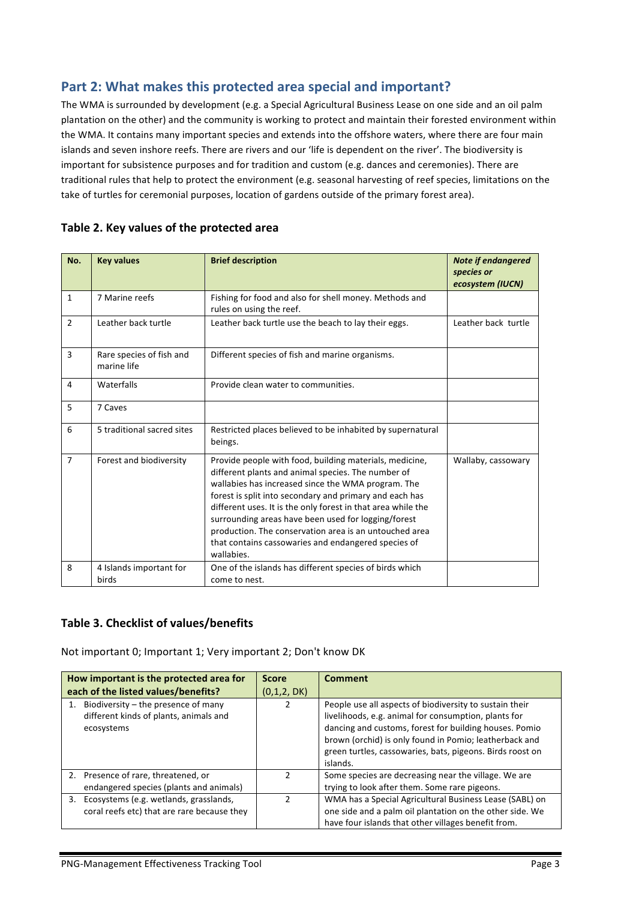## Part 2: What makes this protected area special and important?

The WMA is surrounded by development (e.g. a Special Agricultural Business Lease on one side and an oil palm plantation on the other) and the community is working to protect and maintain their forested environment within the WMA. It contains many important species and extends into the offshore waters, where there are four main islands and seven inshore reefs. There are rivers and our 'life is dependent on the river'. The biodiversity is important for subsistence purposes and for tradition and custom (e.g. dances and ceremonies). There are traditional rules that help to protect the environment (e.g. seasonal harvesting of reef species, limitations on the take of turtles for ceremonial purposes, location of gardens outside of the primary forest area).

### Table 2. Key values of the protected area

| No. | Key values | Brief description | *Note if endangered species or ecosystem (IUCN)* |
|---|---|---|---|
| 1 | 7 Marine reefs | Fishing for food and also for shell money. Methods and rules on using the reef. | |
| 2 | Leather back turtle | Leather back turtle use the beach to lay their eggs. | Leather back turtle |
| 3 | Rare species of fish and marine life | Different species of fish and marine organisms. | |
| 4 | Waterfalls | Provide clean water to communities. | |
| 5 | 7 Caves | | |
| 6 | 5 traditional sacred sites | Restricted places believed to be inhabited by supernatural beings. | |
| 7 | Forest and biodiversity | Provide people with food, building materials, medicine, different plants and animal species. The number of wallabies has increased since the WMA program. The forest is split into secondary and primary and each has different uses. It is the only forest in that area while the surrounding areas have been used for logging/forest production. The conservation area is an untouched area that contains cassowaries and endangered species of wallabies. | Wallaby, cassowary |
| 8 | 4 Islands important for birds | One of the islands has different species of birds which come to nest. | |

### Table 3. Checklist of values/benefits

Not important 0; Important 1; Very important 2; Don't know DK

| How important is the protected area for each of the listed values/benefits? | Score (0,1,2, DK) | Comment |
|---|---|---|
| 1. Biodiversity – the presence of many different kinds of plants, animals and ecosystems | 2 | People use all aspects of biodiversity to sustain their livelihoods, e.g. animal for consumption, plants for dancing and customs, forest for building houses. Pomio brown (orchid) is only found in Pomio; leatherback and green turtles, cassowaries, bats, pigeons. Birds roost on islands. |
| 2. Presence of rare, threatened, or endangered species (plants and animals) | 2 | Some species are decreasing near the village. We are trying to look after them. Some rare pigeons. |
| 3. Ecosystems (e.g. wetlands, grasslands, coral reefs etc) that are rare because they | 2 | WMA has a Special Agricultural Business Lease (SABL) on one side and a palm oil plantation on the other side. We have four islands that other villages benefit from. |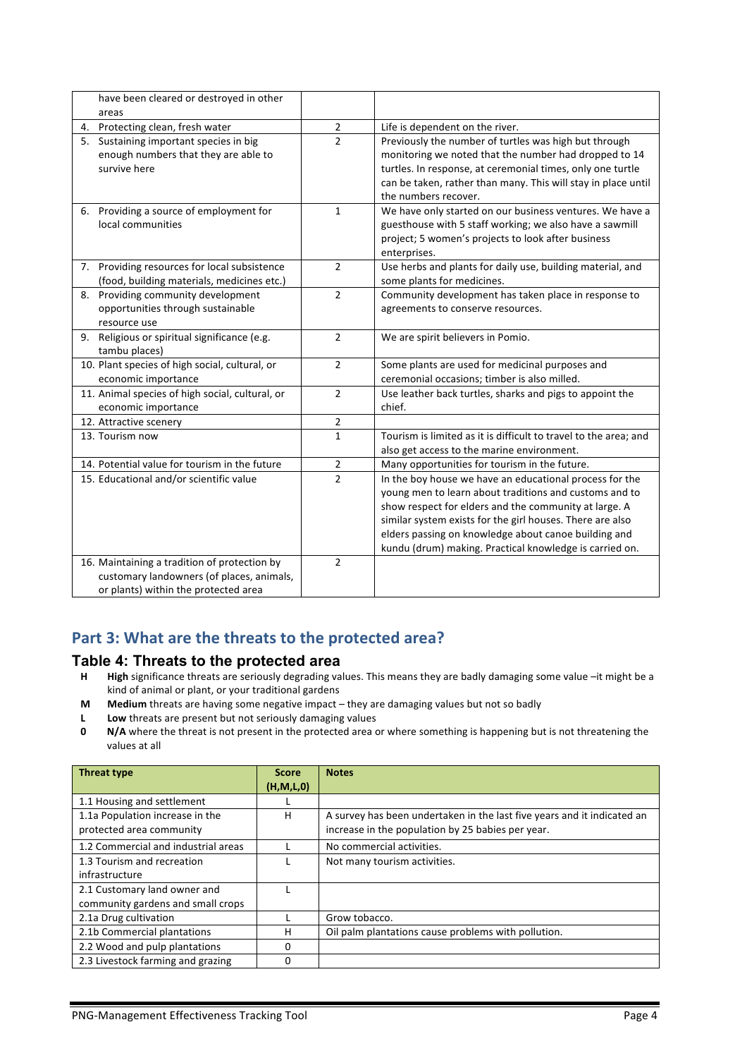| | | |
|---|---|---|
| have been cleared or destroyed in other areas | | |
| 4. Protecting clean, fresh water | 2 | Life is dependent on the river. |
| 5. Sustaining important species in big enough numbers that they are able to survive here | 2 | Previously the number of turtles was high but through monitoring we noted that the number had dropped to 14 turtles. In response, at ceremonial times, only one turtle can be taken, rather than many. This will stay in place until the numbers recover. |
| 6. Providing a source of employment for local communities | 1 | We have only started on our business ventures. We have a guesthouse with 5 staff working; we also have a sawmill project; 5 women's projects to look after business enterprises. |
| 7. Providing resources for local subsistence (food, building materials, medicines etc.) | 2 | Use herbs and plants for daily use, building material, and some plants for medicines. |
| 8. Providing community development opportunities through sustainable resource use | 2 | Community development has taken place in response to agreements to conserve resources. |
| 9. Religious or spiritual significance (e.g. tambu places) | 2 | We are spirit believers in Pomio. |
| 10. Plant species of high social, cultural, or economic importance | 2 | Some plants are used for medicinal purposes and ceremonial occasions; timber is also milled. |
| 11. Animal species of high social, cultural, or economic importance | 2 | Use leather back turtles, sharks and pigs to appoint the chief. |
| 12. Attractive scenery | 2 | |
| 13. Tourism now | 1 | Tourism is limited as it is difficult to travel to the area; and also get access to the marine environment. |
| 14. Potential value for tourism in the future | 2 | Many opportunities for tourism in the future. |
| 15. Educational and/or scientific value | 2 | In the boy house we have an educational process for the young men to learn about traditions and customs and to show respect for elders and the community at large. A similar system exists for the girl houses. There are also elders passing on knowledge about canoe building and kundu (drum) making. Practical knowledge is carried on. |
| 16. Maintaining a tradition of protection by customary landowners (of places, animals, or plants) within the protected area | 2 | |

## Part 3: What are the threats to the protected area?

### Table 4: Threats to the protected area

- **H** **High** significance threats are seriously degrading values. This means they are badly damaging some value –it might be a kind of animal or plant, or your traditional gardens
- **M** **Medium** threats are having some negative impact – they are damaging values but not so badly
- **L** **Low** threats are present but not seriously damaging values
- **0** **N/A** where the threat is not present in the protected area or where something is happening but is not threatening the values at all

| Threat type | Score (H,M,L,0) | Notes |
|---|---|---|
| 1.1 Housing and settlement | L | |
| 1.1a Population increase in the protected area community | H | A survey has been undertaken in the last five years and it indicated an increase in the population by 25 babies per year. |
| 1.2 Commercial and industrial areas | L | No commercial activities. |
| 1.3 Tourism and recreation infrastructure | L | Not many tourism activities. |
| 2.1 Customary land owner and community gardens and small crops | L | |
| 2.1a Drug cultivation | L | Grow tobacco. |
| 2.1b Commercial plantations | H | Oil palm plantations cause problems with pollution. |
| 2.2 Wood and pulp plantations | 0 | |
| 2.3 Livestock farming and grazing | 0 | |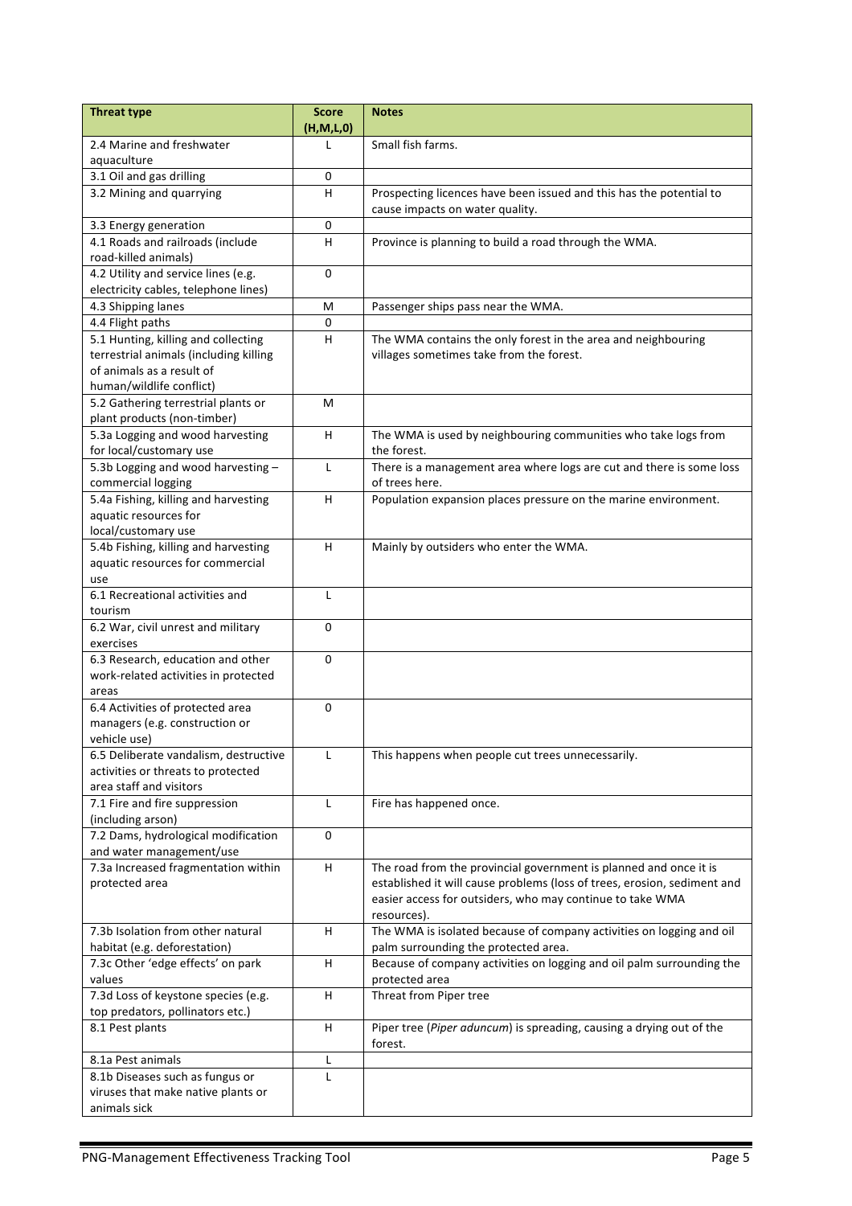| Threat type | Score (H,M,L,0) | Notes |
|---|---|---|
| 2.4 Marine and freshwater aquaculture | L | Small fish farms. |
| 3.1 Oil and gas drilling | 0 | |
| 3.2 Mining and quarrying | H | Prospecting licences have been issued and this has the potential to cause impacts on water quality. |
| 3.3 Energy generation | 0 | |
| 4.1 Roads and railroads (include road-killed animals) | H | Province is planning to build a road through the WMA. |
| 4.2 Utility and service lines (e.g. electricity cables, telephone lines) | 0 | |
| 4.3 Shipping lanes | M | Passenger ships pass near the WMA. |
| 4.4 Flight paths | 0 | |
| 5.1 Hunting, killing and collecting terrestrial animals (including killing of animals as a result of human/wildlife conflict) | H | The WMA contains the only forest in the area and neighbouring villages sometimes take from the forest. |
| 5.2 Gathering terrestrial plants or plant products (non-timber) | M | |
| 5.3a Logging and wood harvesting for local/customary use | H | The WMA is used by neighbouring communities who take logs from the forest. |
| 5.3b Logging and wood harvesting – commercial logging | L | There is a management area where logs are cut and there is some loss of trees here. |
| 5.4a Fishing, killing and harvesting aquatic resources for local/customary use | H | Population expansion places pressure on the marine environment. |
| 5.4b Fishing, killing and harvesting aquatic resources for commercial use | H | Mainly by outsiders who enter the WMA. |
| 6.1 Recreational activities and tourism | L | |
| 6.2 War, civil unrest and military exercises | 0 | |
| 6.3 Research, education and other work-related activities in protected areas | 0 | |
| 6.4 Activities of protected area managers (e.g. construction or vehicle use) | 0 | |
| 6.5 Deliberate vandalism, destructive activities or threats to protected area staff and visitors | L | This happens when people cut trees unnecessarily. |
| 7.1 Fire and fire suppression (including arson) | L | Fire has happened once. |
| 7.2 Dams, hydrological modification and water management/use | 0 | |
| 7.3a Increased fragmentation within protected area | H | The road from the provincial government is planned and once it is established it will cause problems (loss of trees, erosion, sediment and easier access for outsiders, who may continue to take WMA resources). |
| 7.3b Isolation from other natural habitat (e.g. deforestation) | H | The WMA is isolated because of company activities on logging and oil palm surrounding the protected area. |
| 7.3c Other 'edge effects' on park values | H | Because of company activities on logging and oil palm surrounding the protected area |
| 7.3d Loss of keystone species (e.g. top predators, pollinators etc.) | H | Threat from Piper tree |
| 8.1 Pest plants | H | Piper tree (*Piper aduncum*) is spreading, causing a drying out of the forest. |
| 8.1a Pest animals | L | |
| 8.1b Diseases such as fungus or viruses that make native plants or animals sick | L | |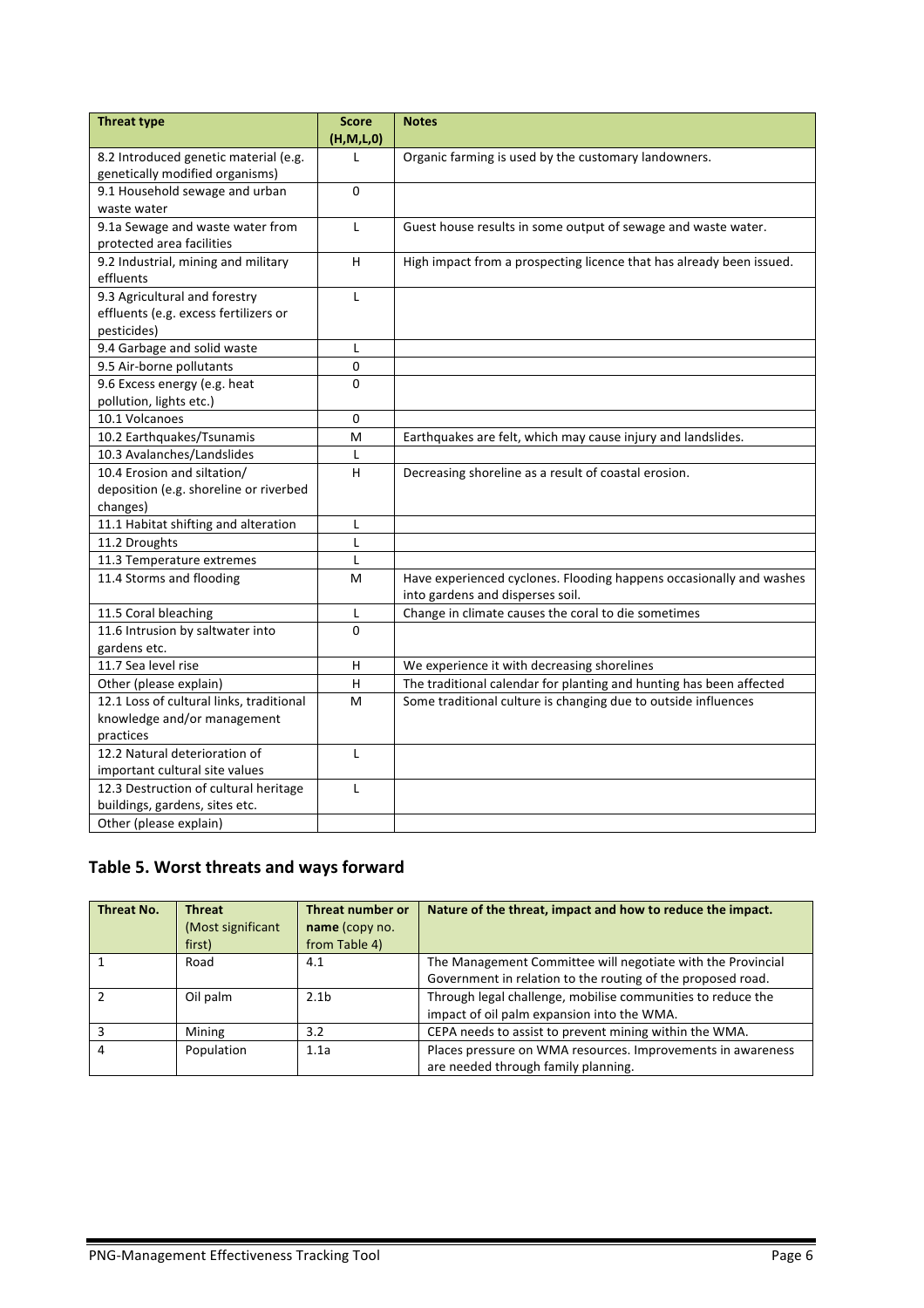| Threat type | Score (H,M,L,0) | Notes |
|---|---|---|
| 8.2 Introduced genetic material (e.g. genetically modified organisms) | L | Organic farming is used by the customary landowners. |
| 9.1 Household sewage and urban waste water | 0 | |
| 9.1a Sewage and waste water from protected area facilities | L | Guest house results in some output of sewage and waste water. |
| 9.2 Industrial, mining and military effluents | H | High impact from a prospecting licence that has already been issued. |
| 9.3 Agricultural and forestry effluents (e.g. excess fertilizers or pesticides) | L | |
| 9.4 Garbage and solid waste | L | |
| 9.5 Air-borne pollutants | 0 | |
| 9.6 Excess energy (e.g. heat pollution, lights etc.) | 0 | |
| 10.1 Volcanoes | 0 | |
| 10.2 Earthquakes/Tsunamis | M | Earthquakes are felt, which may cause injury and landslides. |
| 10.3 Avalanches/Landslides | L | |
| 10.4 Erosion and siltation/ deposition (e.g. shoreline or riverbed changes) | H | Decreasing shoreline as a result of coastal erosion. |
| 11.1 Habitat shifting and alteration | L | |
| 11.2 Droughts | L | |
| 11.3 Temperature extremes | L | |
| 11.4 Storms and flooding | M | Have experienced cyclones. Flooding happens occasionally and washes into gardens and disperses soil. |
| 11.5 Coral bleaching | L | Change in climate causes the coral to die sometimes |
| 11.6 Intrusion by saltwater into gardens etc. | 0 | |
| 11.7 Sea level rise | H | We experience it with decreasing shorelines |
| Other (please explain) | H | The traditional calendar for planting and hunting has been affected |
| 12.1 Loss of cultural links, traditional knowledge and/or management practices | M | Some traditional culture is changing due to outside influences |
| 12.2 Natural deterioration of important cultural site values | L | |
| 12.3 Destruction of cultural heritage buildings, gardens, sites etc. | L | |
| Other (please explain) | | |

## Table 5. Worst threats and ways forward

| Threat No. | Threat (Most significant first) | Threat number or **name** (copy no. from Table 4) | Nature of the threat, impact and how to reduce the impact. |
|---|---|---|---|
| 1 | Road | 4.1 | The Management Committee will negotiate with the Provincial Government in relation to the routing of the proposed road. |
| 2 | Oil palm | 2.1b | Through legal challenge, mobilise communities to reduce the impact of oil palm expansion into the WMA. |
| 3 | Mining | 3.2 | CEPA needs to assist to prevent mining within the WMA. |
| 4 | Population | 1.1a | Places pressure on WMA resources. Improvements in awareness are needed through family planning. |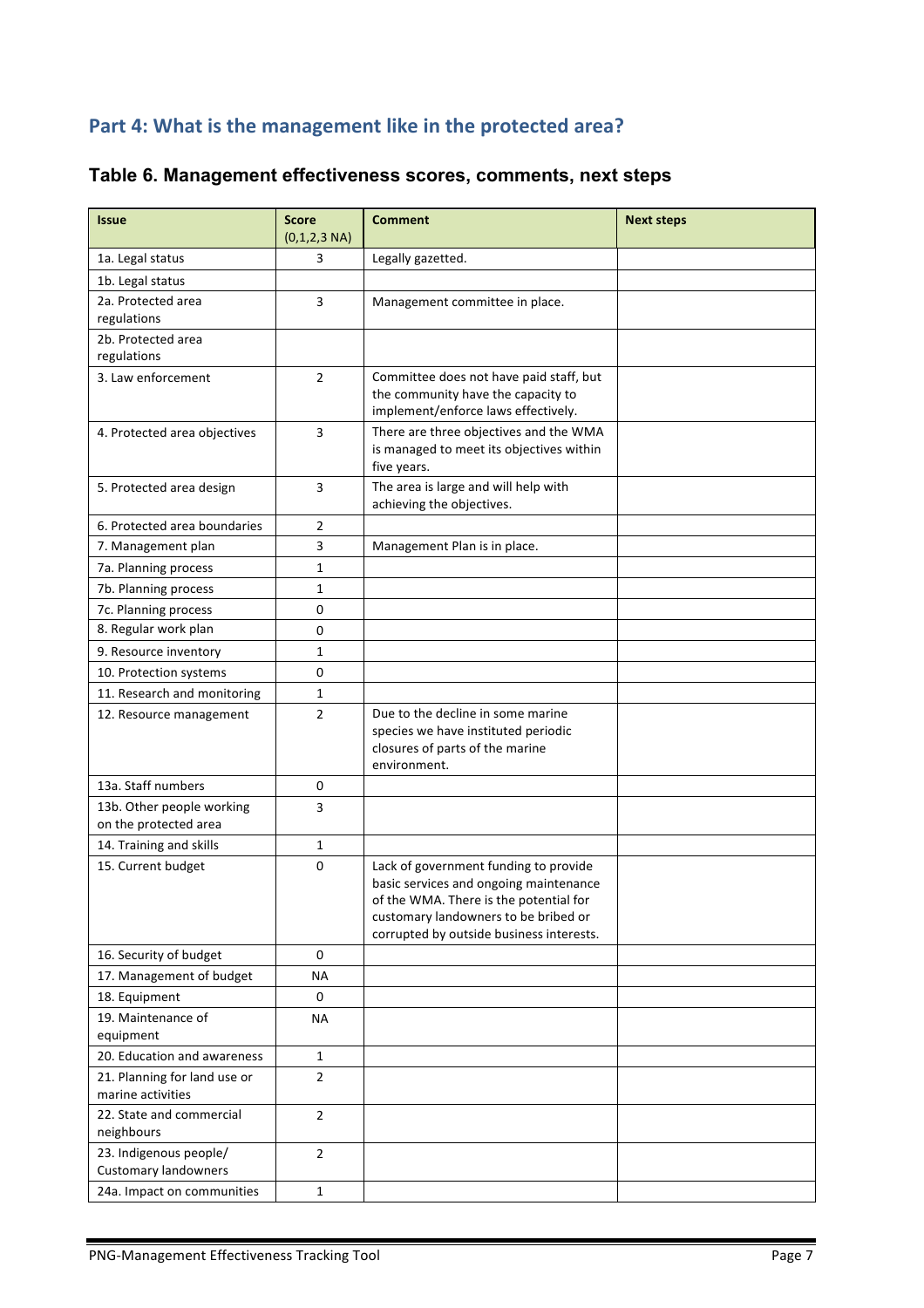## Part 4: What is the management like in the protected area?

### Table 6. Management effectiveness scores, comments, next steps

| Issue | Score (0,1,2,3 NA) | Comment | Next steps |
|---|---|---|---|
| 1a. Legal status | 3 | Legally gazetted. | |
| 1b. Legal status | | | |
| 2a. Protected area regulations | 3 | Management committee in place. | |
| 2b. Protected area regulations | | | |
| 3. Law enforcement | 2 | Committee does not have paid staff, but the community have the capacity to implement/enforce laws effectively. | |
| 4. Protected area objectives | 3 | There are three objectives and the WMA is managed to meet its objectives within five years. | |
| 5. Protected area design | 3 | The area is large and will help with achieving the objectives. | |
| 6. Protected area boundaries | 2 | | |
| 7. Management plan | 3 | Management Plan is in place. | |
| 7a. Planning process | 1 | | |
| 7b. Planning process | 1 | | |
| 7c. Planning process | 0 | | |
| 8. Regular work plan | 0 | | |
| 9. Resource inventory | 1 | | |
| 10. Protection systems | 0 | | |
| 11. Research and monitoring | 1 | | |
| 12. Resource management | 2 | Due to the decline in some marine species we have instituted periodic closures of parts of the marine environment. | |
| 13a. Staff numbers | 0 | | |
| 13b. Other people working on the protected area | 3 | | |
| 14. Training and skills | 1 | | |
| 15. Current budget | 0 | Lack of government funding to provide basic services and ongoing maintenance of the WMA. There is the potential for customary landowners to be bribed or corrupted by outside business interests. | |
| 16. Security of budget | 0 | | |
| 17. Management of budget | NA | | |
| 18. Equipment | 0 | | |
| 19. Maintenance of equipment | NA | | |
| 20. Education and awareness | 1 | | |
| 21. Planning for land use or marine activities | 2 | | |
| 22. State and commercial neighbours | 2 | | |
| 23. Indigenous people/ Customary landowners | 2 | | |
| 24a. Impact on communities | 1 | | |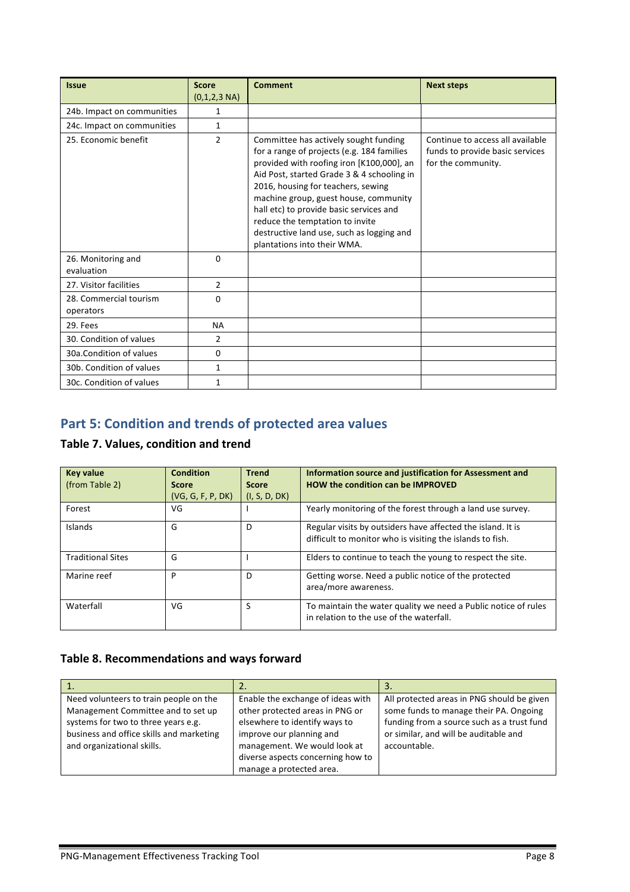| Issue | Score (0,1,2,3 NA) | Comment | Next steps |
|---|---|---|---|
| 24b. Impact on communities | 1 | | |
| 24c. Impact on communities | 1 | | |
| 25. Economic benefit | 2 | Committee has actively sought funding for a range of projects (e.g. 184 families provided with roofing iron [K100,000], an Aid Post, started Grade 3 & 4 schooling in 2016, housing for teachers, sewing machine group, guest house, community hall etc) to provide basic services and reduce the temptation to invite destructive land use, such as logging and plantations into their WMA. | Continue to access all available funds to provide basic services for the community. |
| 26. Monitoring and evaluation | 0 | | |
| 27. Visitor facilities | 2 | | |
| 28. Commercial tourism operators | 0 | | |
| 29. Fees | NA | | |
| 30. Condition of values | 2 | | |
| 30a.Condition of values | 0 | | |
| 30b. Condition of values | 1 | | |
| 30c. Condition of values | 1 | | |

## Part 5: Condition and trends of protected area values

### Table 7. Values, condition and trend

| Key value (from Table 2) | Condition Score (VG, G, F, P, DK) | Trend Score (I, S, D, DK) | Information source and justification for Assessment and HOW the condition can be IMPROVED |
|---|---|---|---|
| Forest | VG | I | Yearly monitoring of the forest through a land use survey. |
| Islands | G | D | Regular visits by outsiders have affected the island. It is difficult to monitor who is visiting the islands to fish. |
| Traditional Sites | G | I | Elders to continue to teach the young to respect the site. |
| Marine reef | P | D | Getting worse. Need a public notice of the protected area/more awareness. |
| Waterfall | VG | S | To maintain the water quality we need a Public notice of rules in relation to the use of the waterfall. |

### Table 8. Recommendations and ways forward

| 1. | 2. | 3. |
|---|---|---|
| Need volunteers to train people on the Management Committee and to set up systems for two to three years e.g. business and office skills and marketing and organizational skills. | Enable the exchange of ideas with other protected areas in PNG or elsewhere to identify ways to improve our planning and management. We would look at diverse aspects concerning how to manage a protected area. | All protected areas in PNG should be given some funds to manage their PA. Ongoing funding from a source such as a trust fund or similar, and will be auditable and accountable. |